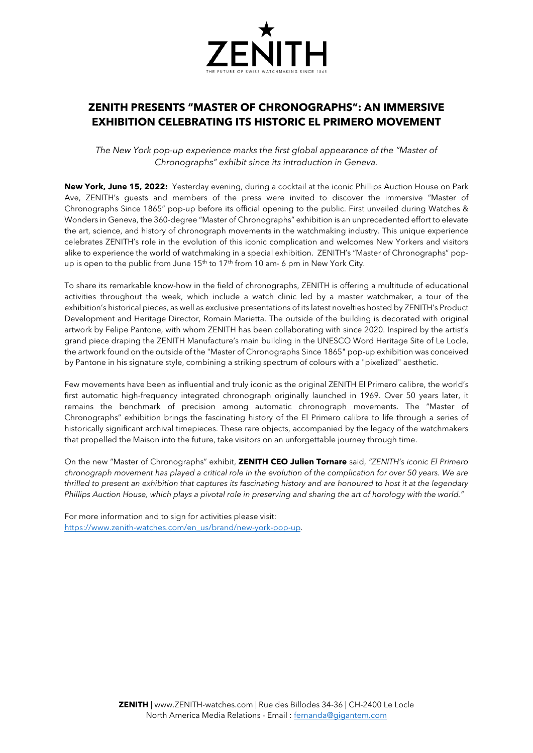# ZENITH PRESENTS "MASTER OF CHRONOGRAPHS": AN IMMERSIVE EXHIBITION CELEBRATING ITS HISTORIC EL PRIMERO MOVEMENT

*The New York pop-up experience marks the first global appearance of the "Master of Chronographs" exhibit since its introduction in Geneva.*

**New York, June 15, 2022:** Yesterday evening, during a cocktail at the iconic Phillips Auction House on Park Ave, ZENITH's guests and members of the press were invited to discover the immersive "Master of Chronographs Since 1865" pop-up before its official opening to the public. First unveiled during Watches & Wonders in Geneva, the 360-degree "Master of Chronographs" exhibition is an unprecedented effort to elevate the art, science, and history of chronograph movements in the watchmaking industry. This unique experience celebrates ZENITH's role in the evolution of this iconic complication and welcomes New Yorkers and visitors alike to experience the world of watchmaking in a special exhibition. ZENITH's "Master of Chronographs" pop-up is open to the public from June 15th to 17th from 10 am- 6 pm in New York City.

To share its remarkable know-how in the field of chronographs, ZENITH is offering a multitude of educational activities throughout the week, which include a watch clinic led by a master watchmaker, a tour of the exhibition's historical pieces, as well as exclusive presentations of its latest novelties hosted by ZENITH's Product Development and Heritage Director, Romain Marietta. The outside of the building is decorated with original artwork by Felipe Pantone, with whom ZENITH has been collaborating with since 2020. Inspired by the artist's grand piece draping the ZENITH Manufacture's main building in the UNESCO Word Heritage Site of Le Locle, the artwork found on the outside of the "Master of Chronographs Since 1865" pop-up exhibition was conceived by Pantone in his signature style, combining a striking spectrum of colours with a "pixelized" aesthetic.

Few movements have been as influential and truly iconic as the original ZENITH El Primero calibre, the world's first automatic high-frequency integrated chronograph originally launched in 1969. Over 50 years later, it remains the benchmark of precision among automatic chronograph movements. The "Master of Chronographs" exhibition brings the fascinating history of the El Primero calibre to life through a series of historically significant archival timepieces. These rare objects, accompanied by the legacy of the watchmakers that propelled the Maison into the future, take visitors on an unforgettable journey through time.

On the new "Master of Chronographs" exhibit, **ZENITH CEO Julien Tornare** said, *"ZENITH's iconic El Primero chronograph movement has played a critical role in the evolution of the complication for over 50 years. We are thrilled to present an exhibition that captures its fascinating history and are honoured to host it at the legendary Phillips Auction House, which plays a pivotal role in preserving and sharing the art of horology with the world."*

For more information and to sign for activities please visit:
https://www.zenith-watches.com/en_us/brand/new-york-pop-up.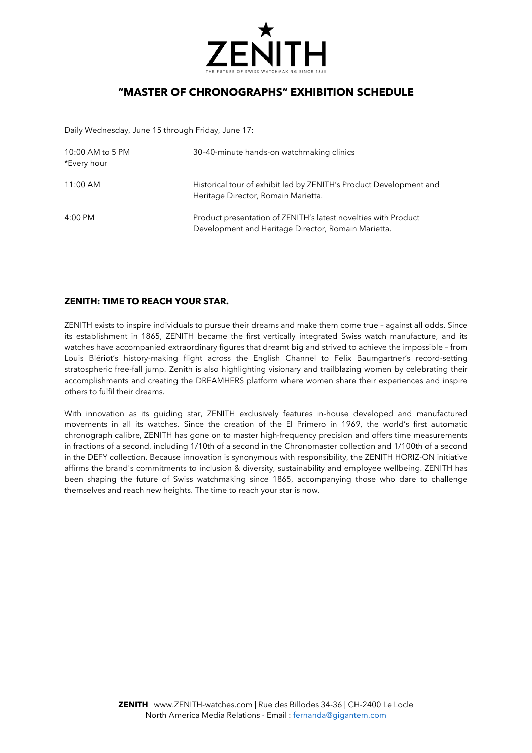ZENITH

THE FUTURE OF SWISS WATCHMAKING SINCE 1865

# "MASTER OF CHRONOGRAPHS" EXHIBITION SCHEDULE

Daily Wednesday, June 15 through Friday, June 17:

| | |
|---|---|
| 10:00 AM to 5 PM<br>*Every hour | 30–40-minute hands-on watchmaking clinics |
| 11:00 AM | Historical tour of exhibit led by ZENITH's Product Development and Heritage Director, Romain Marietta. |
| 4:00 PM | Product presentation of ZENITH's latest novelties with Product Development and Heritage Director, Romain Marietta. |

## ZENITH: TIME TO REACH YOUR STAR.

ZENITH exists to inspire individuals to pursue their dreams and make them come true – against all odds. Since its establishment in 1865, ZENITH became the first vertically integrated Swiss watch manufacture, and its watches have accompanied extraordinary figures that dreamt big and strived to achieve the impossible – from Louis Blériot's history-making flight across the English Channel to Felix Baumgartner's record-setting stratospheric free-fall jump. Zenith is also highlighting visionary and trailblazing women by celebrating their accomplishments and creating the DREAMHERS platform where women share their experiences and inspire others to fulfil their dreams.

With innovation as its guiding star, ZENITH exclusively features in-house developed and manufactured movements in all its watches. Since the creation of the El Primero in 1969, the world's first automatic chronograph calibre, ZENITH has gone on to master high-frequency precision and offers time measurements in fractions of a second, including 1/10th of a second in the Chronomaster collection and 1/100th of a second in the DEFY collection. Because innovation is synonymous with responsibility, the ZENITH HORIZ-ON initiative affirms the brand's commitments to inclusion & diversity, sustainability and employee wellbeing. ZENITH has been shaping the future of Swiss watchmaking since 1865, accompanying those who dare to challenge themselves and reach new heights. The time to reach your star is now.

**ZENITH** | www.ZENITH-watches.com | Rue des Billodes 34-36 | CH-2400 Le Locle
North America Media Relations - Email : fernanda@gigantem.com